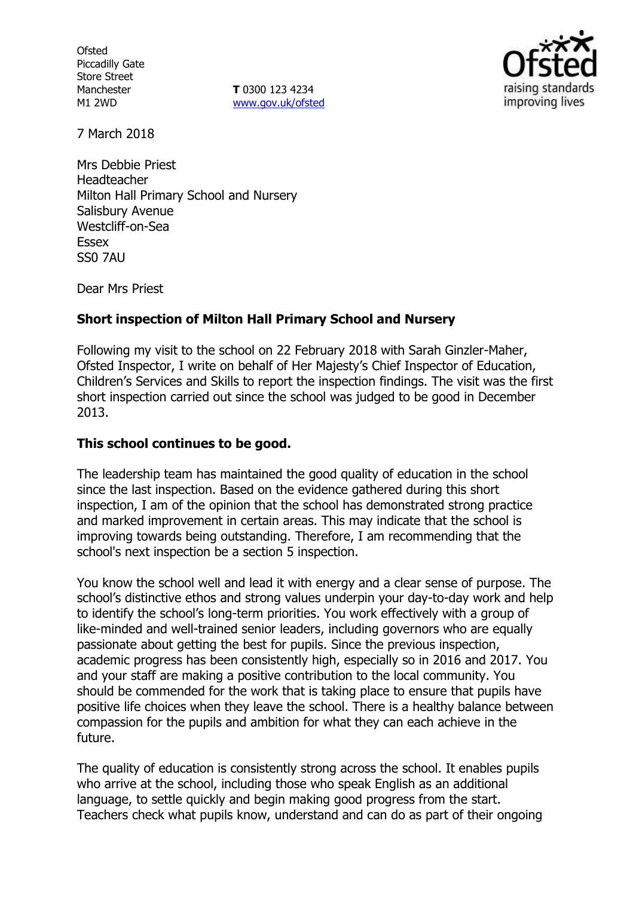Ofsted
Piccadilly Gate
Store Street
Manchester
M1 2WD

**T** 0300 123 4234
www.gov.uk/ofsted

7 March 2018

Mrs Debbie Priest
Headteacher
Milton Hall Primary School and Nursery
Salisbury Avenue
Westcliff-on-Sea
Essex
SS0 7AU

Dear Mrs Priest

**Short inspection of Milton Hall Primary School and Nursery**

Following my visit to the school on 22 February 2018 with Sarah Ginzler-Maher, Ofsted Inspector, I write on behalf of Her Majesty's Chief Inspector of Education, Children's Services and Skills to report the inspection findings. The visit was the first short inspection carried out since the school was judged to be good in December 2013.

**This school continues to be good.**

The leadership team has maintained the good quality of education in the school since the last inspection. Based on the evidence gathered during this short inspection, I am of the opinion that the school has demonstrated strong practice and marked improvement in certain areas. This may indicate that the school is improving towards being outstanding. Therefore, I am recommending that the school's next inspection be a section 5 inspection.

You know the school well and lead it with energy and a clear sense of purpose. The school's distinctive ethos and strong values underpin your day-to-day work and help to identify the school's long-term priorities. You work effectively with a group of like-minded and well-trained senior leaders, including governors who are equally passionate about getting the best for pupils. Since the previous inspection, academic progress has been consistently high, especially so in 2016 and 2017. You and your staff are making a positive contribution to the local community. You should be commended for the work that is taking place to ensure that pupils have positive life choices when they leave the school. There is a healthy balance between compassion for the pupils and ambition for what they can each achieve in the future.

The quality of education is consistently strong across the school. It enables pupils who arrive at the school, including those who speak English as an additional language, to settle quickly and begin making good progress from the start. Teachers check what pupils know, understand and can do as part of their ongoing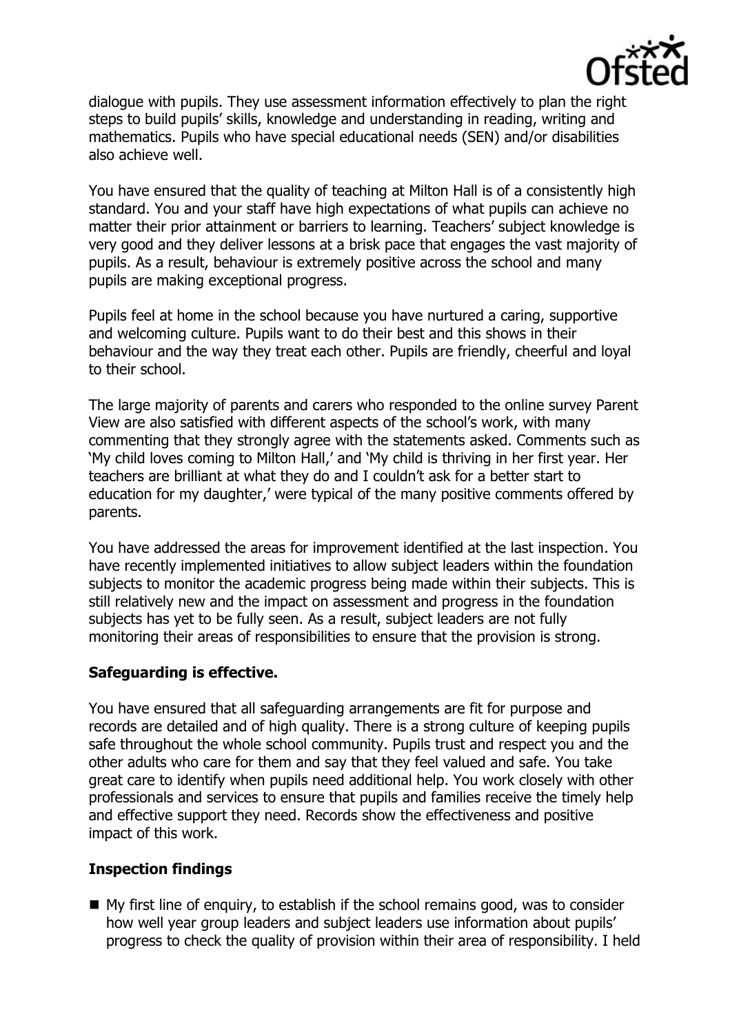dialogue with pupils. They use assessment information effectively to plan the right steps to build pupils' skills, knowledge and understanding in reading, writing and mathematics. Pupils who have special educational needs (SEN) and/or disabilities also achieve well.

You have ensured that the quality of teaching at Milton Hall is of a consistently high standard. You and your staff have high expectations of what pupils can achieve no matter their prior attainment or barriers to learning. Teachers' subject knowledge is very good and they deliver lessons at a brisk pace that engages the vast majority of pupils. As a result, behaviour is extremely positive across the school and many pupils are making exceptional progress.

Pupils feel at home in the school because you have nurtured a caring, supportive and welcoming culture. Pupils want to do their best and this shows in their behaviour and the way they treat each other. Pupils are friendly, cheerful and loyal to their school.

The large majority of parents and carers who responded to the online survey Parent View are also satisfied with different aspects of the school's work, with many commenting that they strongly agree with the statements asked. Comments such as 'My child loves coming to Milton Hall,' and 'My child is thriving in her first year. Her teachers are brilliant at what they do and I couldn't ask for a better start to education for my daughter,' were typical of the many positive comments offered by parents.

You have addressed the areas for improvement identified at the last inspection. You have recently implemented initiatives to allow subject leaders within the foundation subjects to monitor the academic progress being made within their subjects. This is still relatively new and the impact on assessment and progress in the foundation subjects has yet to be fully seen. As a result, subject leaders are not fully monitoring their areas of responsibilities to ensure that the provision is strong.

**Safeguarding is effective.**

You have ensured that all safeguarding arrangements are fit for purpose and records are detailed and of high quality. There is a strong culture of keeping pupils safe throughout the whole school community. Pupils trust and respect you and the other adults who care for them and say that they feel valued and safe. You take great care to identify when pupils need additional help. You work closely with other professionals and services to ensure that pupils and families receive the timely help and effective support they need. Records show the effectiveness and positive impact of this work.

**Inspection findings**

- My first line of enquiry, to establish if the school remains good, was to consider how well year group leaders and subject leaders use information about pupils' progress to check the quality of provision within their area of responsibility. I held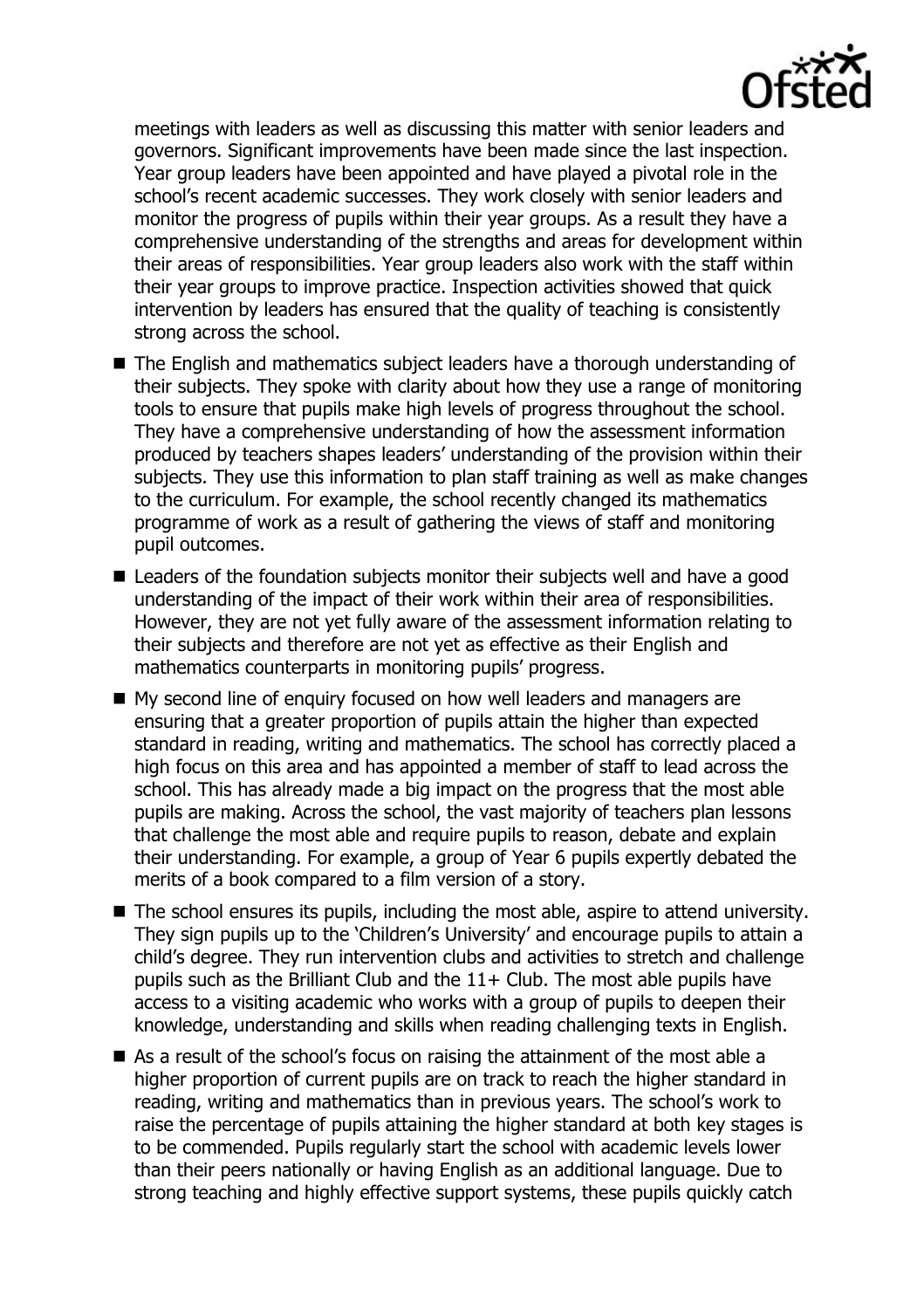meetings with leaders as well as discussing this matter with senior leaders and governors. Significant improvements have been made since the last inspection. Year group leaders have been appointed and have played a pivotal role in the school's recent academic successes. They work closely with senior leaders and monitor the progress of pupils within their year groups. As a result they have a comprehensive understanding of the strengths and areas for development within their areas of responsibilities. Year group leaders also work with the staff within their year groups to improve practice. Inspection activities showed that quick intervention by leaders has ensured that the quality of teaching is consistently strong across the school.

- The English and mathematics subject leaders have a thorough understanding of their subjects. They spoke with clarity about how they use a range of monitoring tools to ensure that pupils make high levels of progress throughout the school. They have a comprehensive understanding of how the assessment information produced by teachers shapes leaders' understanding of the provision within their subjects. They use this information to plan staff training as well as make changes to the curriculum. For example, the school recently changed its mathematics programme of work as a result of gathering the views of staff and monitoring pupil outcomes.
- Leaders of the foundation subjects monitor their subjects well and have a good understanding of the impact of their work within their area of responsibilities. However, they are not yet fully aware of the assessment information relating to their subjects and therefore are not yet as effective as their English and mathematics counterparts in monitoring pupils' progress.
- My second line of enquiry focused on how well leaders and managers are ensuring that a greater proportion of pupils attain the higher than expected standard in reading, writing and mathematics. The school has correctly placed a high focus on this area and has appointed a member of staff to lead across the school. This has already made a big impact on the progress that the most able pupils are making. Across the school, the vast majority of teachers plan lessons that challenge the most able and require pupils to reason, debate and explain their understanding. For example, a group of Year 6 pupils expertly debated the merits of a book compared to a film version of a story.
- The school ensures its pupils, including the most able, aspire to attend university. They sign pupils up to the 'Children's University' and encourage pupils to attain a child's degree. They run intervention clubs and activities to stretch and challenge pupils such as the Brilliant Club and the 11+ Club. The most able pupils have access to a visiting academic who works with a group of pupils to deepen their knowledge, understanding and skills when reading challenging texts in English.
- As a result of the school's focus on raising the attainment of the most able a higher proportion of current pupils are on track to reach the higher standard in reading, writing and mathematics than in previous years. The school's work to raise the percentage of pupils attaining the higher standard at both key stages is to be commended. Pupils regularly start the school with academic levels lower than their peers nationally or having English as an additional language. Due to strong teaching and highly effective support systems, these pupils quickly catch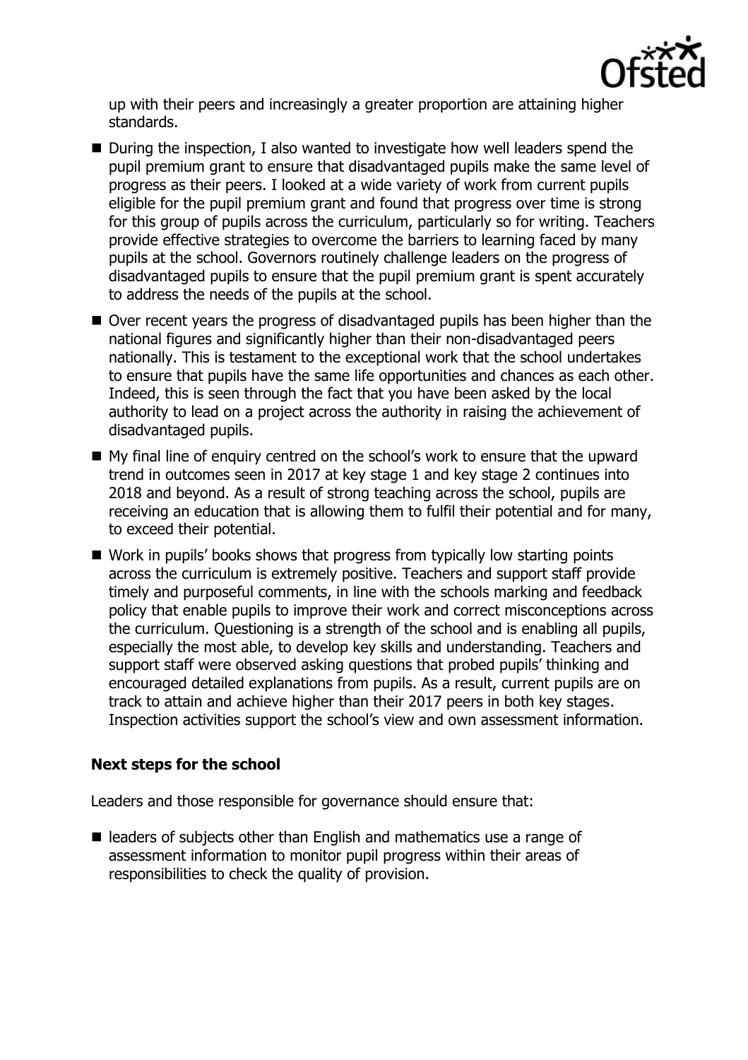up with their peers and increasingly a greater proportion are attaining higher standards.

- During the inspection, I also wanted to investigate how well leaders spend the pupil premium grant to ensure that disadvantaged pupils make the same level of progress as their peers. I looked at a wide variety of work from current pupils eligible for the pupil premium grant and found that progress over time is strong for this group of pupils across the curriculum, particularly so for writing. Teachers provide effective strategies to overcome the barriers to learning faced by many pupils at the school. Governors routinely challenge leaders on the progress of disadvantaged pupils to ensure that the pupil premium grant is spent accurately to address the needs of the pupils at the school.
- Over recent years the progress of disadvantaged pupils has been higher than the national figures and significantly higher than their non-disadvantaged peers nationally. This is testament to the exceptional work that the school undertakes to ensure that pupils have the same life opportunities and chances as each other. Indeed, this is seen through the fact that you have been asked by the local authority to lead on a project across the authority in raising the achievement of disadvantaged pupils.
- My final line of enquiry centred on the school's work to ensure that the upward trend in outcomes seen in 2017 at key stage 1 and key stage 2 continues into 2018 and beyond. As a result of strong teaching across the school, pupils are receiving an education that is allowing them to fulfil their potential and for many, to exceed their potential.
- Work in pupils' books shows that progress from typically low starting points across the curriculum is extremely positive. Teachers and support staff provide timely and purposeful comments, in line with the schools marking and feedback policy that enable pupils to improve their work and correct misconceptions across the curriculum. Questioning is a strength of the school and is enabling all pupils, especially the most able, to develop key skills and understanding. Teachers and support staff were observed asking questions that probed pupils' thinking and encouraged detailed explanations from pupils. As a result, current pupils are on track to attain and achieve higher than their 2017 peers in both key stages. Inspection activities support the school's view and own assessment information.

### Next steps for the school

Leaders and those responsible for governance should ensure that:

- leaders of subjects other than English and mathematics use a range of assessment information to monitor pupil progress within their areas of responsibilities to check the quality of provision.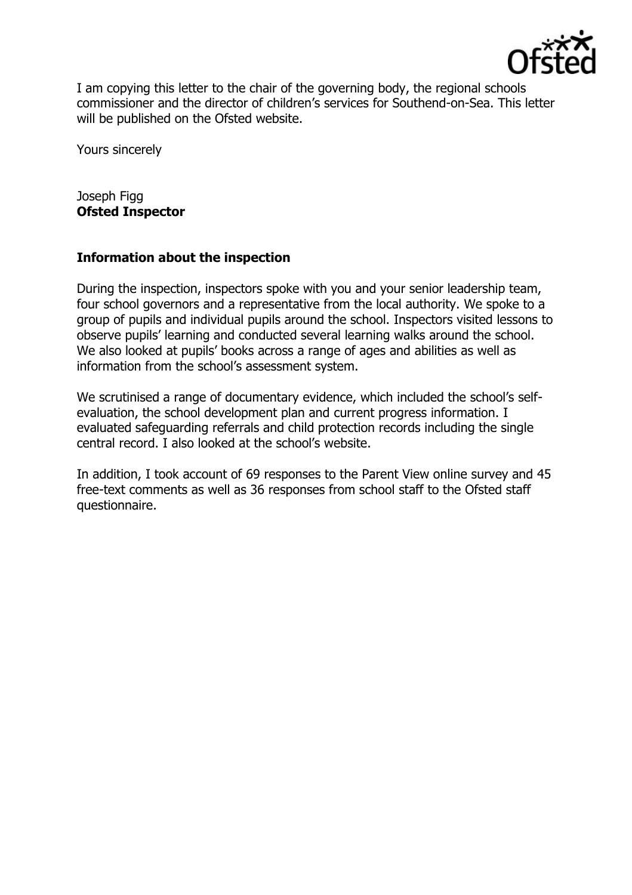I am copying this letter to the chair of the governing body, the regional schools commissioner and the director of children's services for Southend-on-Sea. This letter will be published on the Ofsted website.

Yours sincerely

Joseph Figg
**Ofsted Inspector**

## Information about the inspection

During the inspection, inspectors spoke with you and your senior leadership team, four school governors and a representative from the local authority. We spoke to a group of pupils and individual pupils around the school. Inspectors visited lessons to observe pupils' learning and conducted several learning walks around the school. We also looked at pupils' books across a range of ages and abilities as well as information from the school's assessment system.

We scrutinised a range of documentary evidence, which included the school's self-evaluation, the school development plan and current progress information. I evaluated safeguarding referrals and child protection records including the single central record. I also looked at the school's website.

In addition, I took account of 69 responses to the Parent View online survey and 45 free-text comments as well as 36 responses from school staff to the Ofsted staff questionnaire.